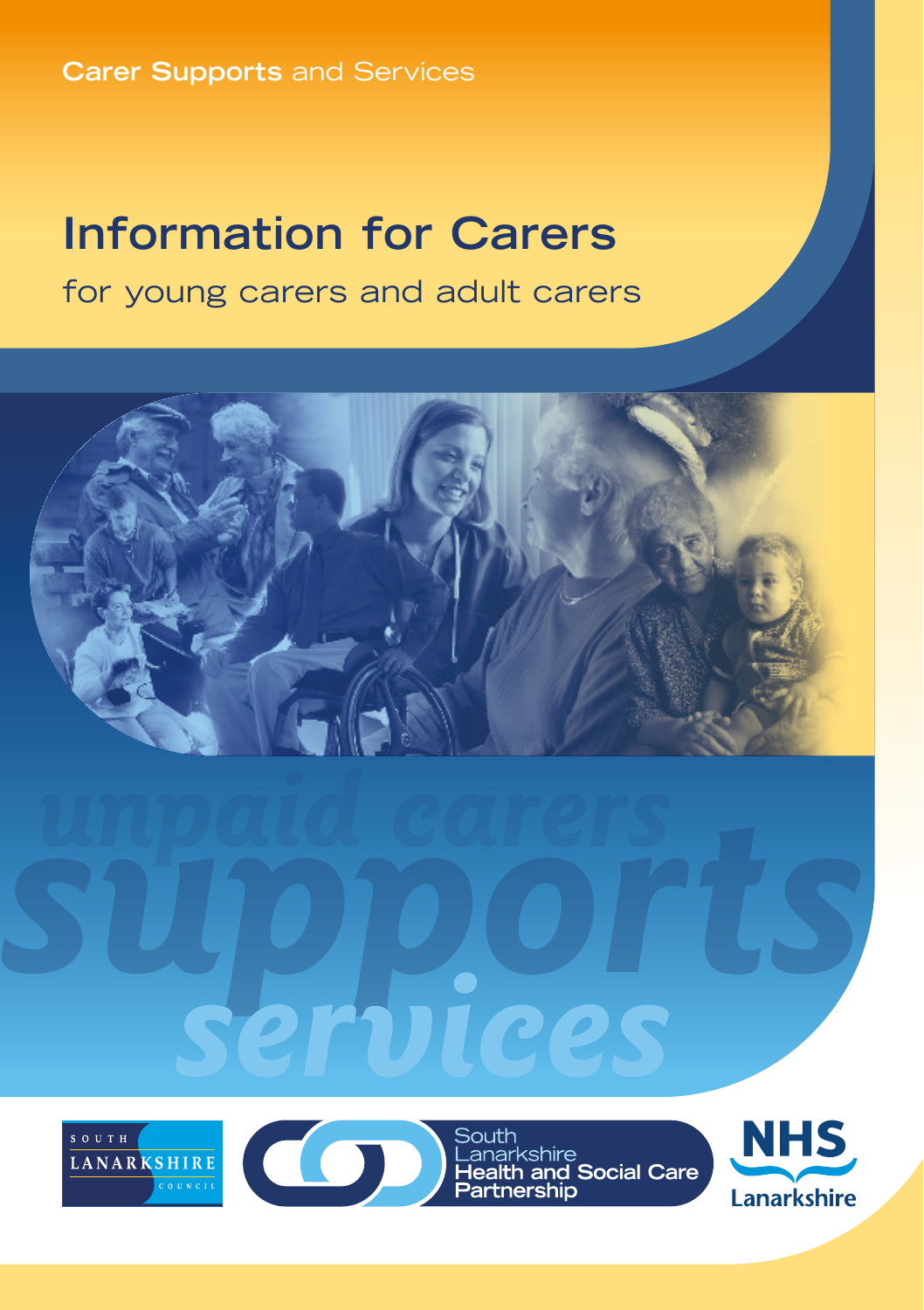**Carer Supports** and Services

# Information for Carers

## for young carers and adult carers

*unpaid carers supports services*

South Lanarkshire Council

South Lanarkshire Health and Social Care Partnership

NHS Lanarkshire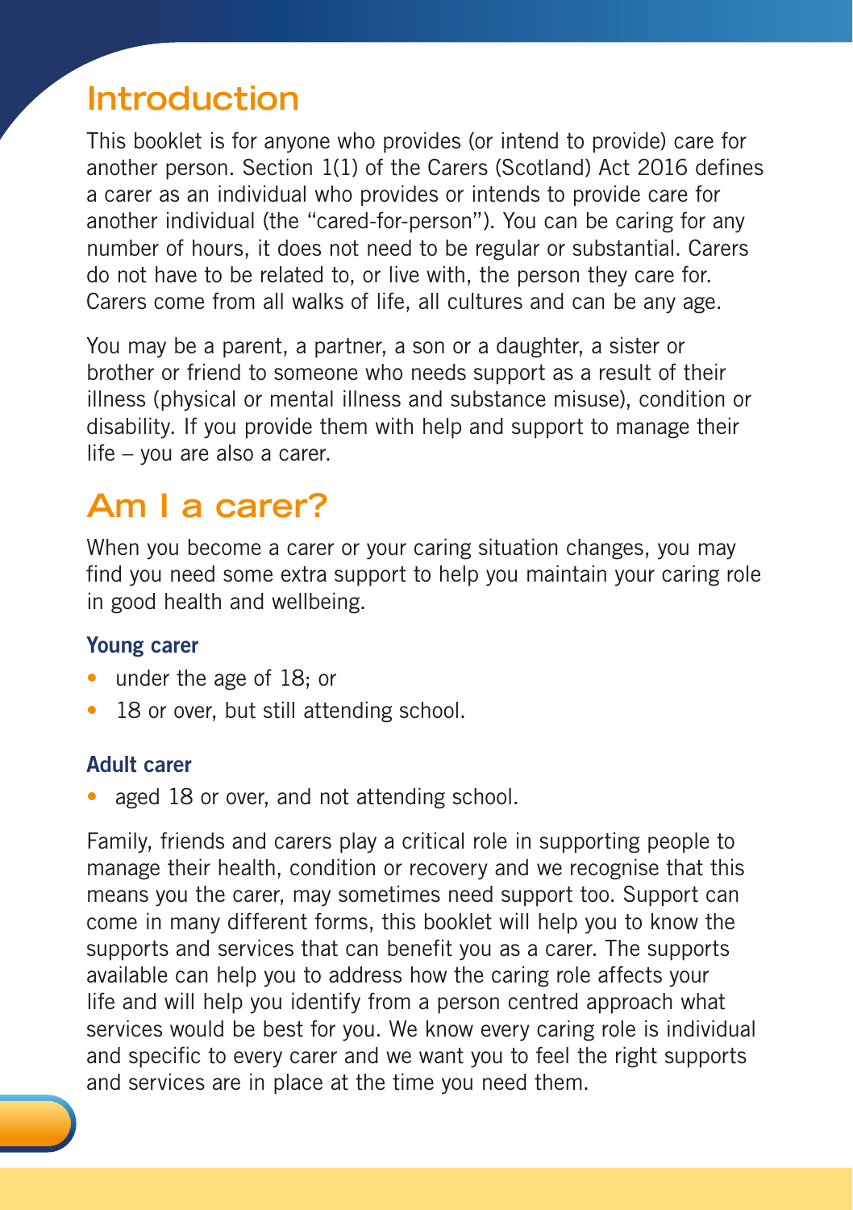## Introduction

This booklet is for anyone who provides (or intend to provide) care for another person. Section 1(1) of the Carers (Scotland) Act 2016 defines a carer as an individual who provides or intends to provide care for another individual (the "cared-for-person"). You can be caring for any number of hours, it does not need to be regular or substantial. Carers do not have to be related to, or live with, the person they care for. Carers come from all walks of life, all cultures and can be any age.

You may be a parent, a partner, a son or a daughter, a sister or brother or friend to someone who needs support as a result of their illness (physical or mental illness and substance misuse), condition or disability. If you provide them with help and support to manage their life – you are also a carer.

## Am I a carer?

When you become a carer or your caring situation changes, you may find you need some extra support to help you maintain your caring role in good health and wellbeing.

### Young carer

- under the age of 18; or
- 18 or over, but still attending school.

### Adult carer

- aged 18 or over, and not attending school.

Family, friends and carers play a critical role in supporting people to manage their health, condition or recovery and we recognise that this means you the carer, may sometimes need support too. Support can come in many different forms, this booklet will help you to know the supports and services that can benefit you as a carer. The supports available can help you to address how the caring role affects your life and will help you identify from a person centred approach what services would be best for you. We know every caring role is individual and specific to every carer and we want you to feel the right supports and services are in place at the time you need them.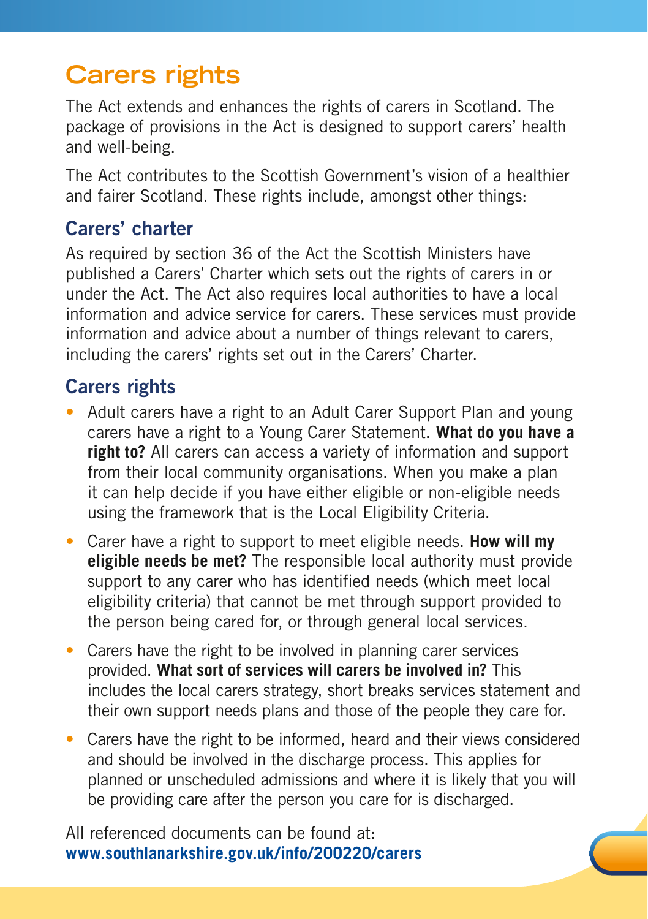# Carers rights

The Act extends and enhances the rights of carers in Scotland. The package of provisions in the Act is designed to support carers' health and well-being.

The Act contributes to the Scottish Government's vision of a healthier and fairer Scotland. These rights include, amongst other things:

## Carers' charter

As required by section 36 of the Act the Scottish Ministers have published a Carers' Charter which sets out the rights of carers in or under the Act. The Act also requires local authorities to have a local information and advice service for carers. These services must provide information and advice about a number of things relevant to carers, including the carers' rights set out in the Carers' Charter.

## Carers rights

- Adult carers have a right to an Adult Carer Support Plan and young carers have a right to a Young Carer Statement. **What do you have a right to?** All carers can access a variety of information and support from their local community organisations. When you make a plan it can help decide if you have either eligible or non-eligible needs using the framework that is the Local Eligibility Criteria.
- Carer have a right to support to meet eligible needs. **How will my eligible needs be met?** The responsible local authority must provide support to any carer who has identified needs (which meet local eligibility criteria) that cannot be met through support provided to the person being cared for, or through general local services.
- Carers have the right to be involved in planning carer services provided. **What sort of services will carers be involved in?** This includes the local carers strategy, short breaks services statement and their own support needs plans and those of the people they care for.
- Carers have the right to be informed, heard and their views considered and should be involved in the discharge process. This applies for planned or unscheduled admissions and where it is likely that you will be providing care after the person you care for is discharged.

All referenced documents can be found at:
**www.southlanarkshire.gov.uk/info/200220/carers**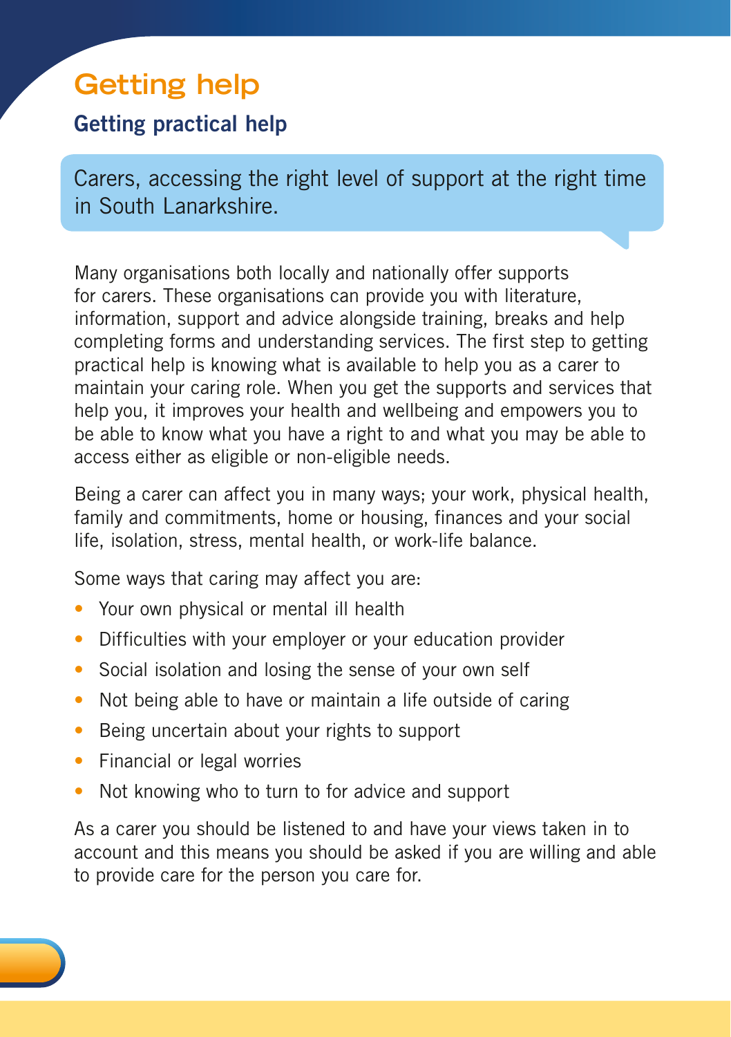# Getting help

## Getting practical help

Carers, accessing the right level of support at the right time in South Lanarkshire.

Many organisations both locally and nationally offer supports for carers. These organisations can provide you with literature, information, support and advice alongside training, breaks and help completing forms and understanding services. The first step to getting practical help is knowing what is available to help you as a carer to maintain your caring role. When you get the supports and services that help you, it improves your health and wellbeing and empowers you to be able to know what you have a right to and what you may be able to access either as eligible or non-eligible needs.

Being a carer can affect you in many ways; your work, physical health, family and commitments, home or housing, finances and your social life, isolation, stress, mental health, or work-life balance.

Some ways that caring may affect you are:

- Your own physical or mental ill health
- Difficulties with your employer or your education provider
- Social isolation and losing the sense of your own self
- Not being able to have or maintain a life outside of caring
- Being uncertain about your rights to support
- Financial or legal worries
- Not knowing who to turn to for advice and support

As a carer you should be listened to and have your views taken in to account and this means you should be asked if you are willing and able to provide care for the person you care for.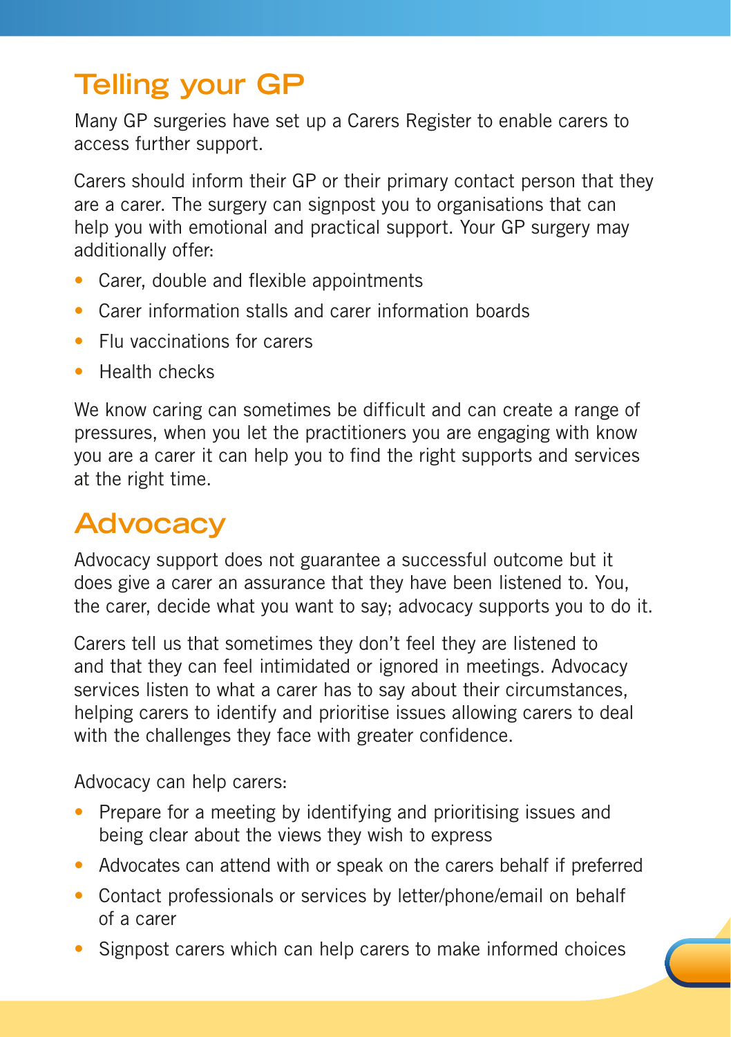## Telling your GP

Many GP surgeries have set up a Carers Register to enable carers to access further support.

Carers should inform their GP or their primary contact person that they are a carer. The surgery can signpost you to organisations that can help you with emotional and practical support. Your GP surgery may additionally offer:

- Carer, double and flexible appointments
- Carer information stalls and carer information boards
- Flu vaccinations for carers
- Health checks

We know caring can sometimes be difficult and can create a range of pressures, when you let the practitioners you are engaging with know you are a carer it can help you to find the right supports and services at the right time.

## Advocacy

Advocacy support does not guarantee a successful outcome but it does give a carer an assurance that they have been listened to. You, the carer, decide what you want to say; advocacy supports you to do it.

Carers tell us that sometimes they don't feel they are listened to and that they can feel intimidated or ignored in meetings. Advocacy services listen to what a carer has to say about their circumstances, helping carers to identify and prioritise issues allowing carers to deal with the challenges they face with greater confidence.

Advocacy can help carers:

- Prepare for a meeting by identifying and prioritising issues and being clear about the views they wish to express
- Advocates can attend with or speak on the carers behalf if preferred
- Contact professionals or services by letter/phone/email on behalf of a carer
- Signpost carers which can help carers to make informed choices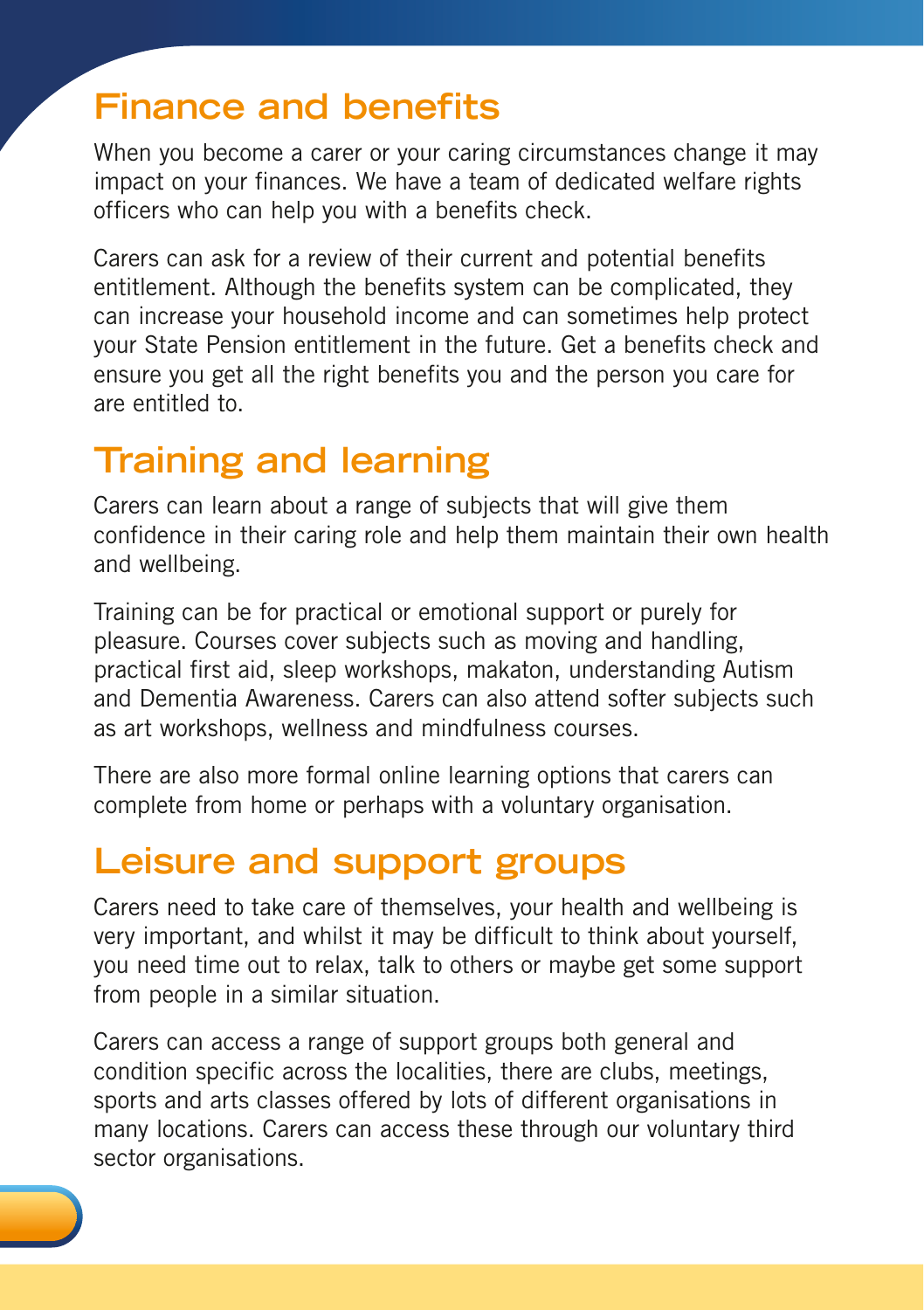## Finance and benefits

When you become a carer or your caring circumstances change it may impact on your finances. We have a team of dedicated welfare rights officers who can help you with a benefits check.

Carers can ask for a review of their current and potential benefits entitlement. Although the benefits system can be complicated, they can increase your household income and can sometimes help protect your State Pension entitlement in the future. Get a benefits check and ensure you get all the right benefits you and the person you care for are entitled to.

## Training and learning

Carers can learn about a range of subjects that will give them confidence in their caring role and help them maintain their own health and wellbeing.

Training can be for practical or emotional support or purely for pleasure. Courses cover subjects such as moving and handling, practical first aid, sleep workshops, makaton, understanding Autism and Dementia Awareness. Carers can also attend softer subjects such as art workshops, wellness and mindfulness courses.

There are also more formal online learning options that carers can complete from home or perhaps with a voluntary organisation.

## Leisure and support groups

Carers need to take care of themselves, your health and wellbeing is very important, and whilst it may be difficult to think about yourself, you need time out to relax, talk to others or maybe get some support from people in a similar situation.

Carers can access a range of support groups both general and condition specific across the localities, there are clubs, meetings, sports and arts classes offered by lots of different organisations in many locations. Carers can access these through our voluntary third sector organisations.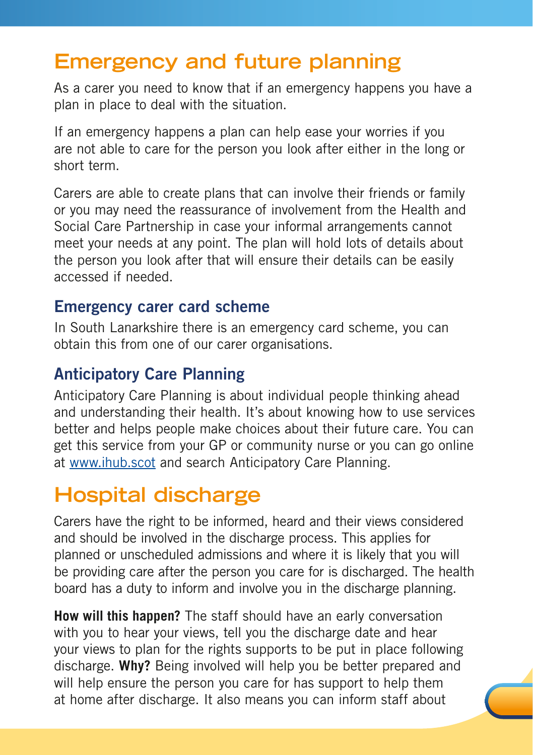## Emergency and future planning

As a carer you need to know that if an emergency happens you have a plan in place to deal with the situation.

If an emergency happens a plan can help ease your worries if you are not able to care for the person you look after either in the long or short term.

Carers are able to create plans that can involve their friends or family or you may need the reassurance of involvement from the Health and Social Care Partnership in case your informal arrangements cannot meet your needs at any point. The plan will hold lots of details about the person you look after that will ensure their details can be easily accessed if needed.

### Emergency carer card scheme

In South Lanarkshire there is an emergency card scheme, you can obtain this from one of our carer organisations.

### Anticipatory Care Planning

Anticipatory Care Planning is about individual people thinking ahead and understanding their health. It's about knowing how to use services better and helps people make choices about their future care. You can get this service from your GP or community nurse or you can go online at www.ihub.scot and search Anticipatory Care Planning.

## Hospital discharge

Carers have the right to be informed, heard and their views considered and should be involved in the discharge process. This applies for planned or unscheduled admissions and where it is likely that you will be providing care after the person you care for is discharged. The health board has a duty to inform and involve you in the discharge planning.

**How will this happen?** The staff should have an early conversation with you to hear your views, tell you the discharge date and hear your views to plan for the rights supports to be put in place following discharge. **Why?** Being involved will help you be better prepared and will help ensure the person you care for has support to help them at home after discharge. It also means you can inform staff about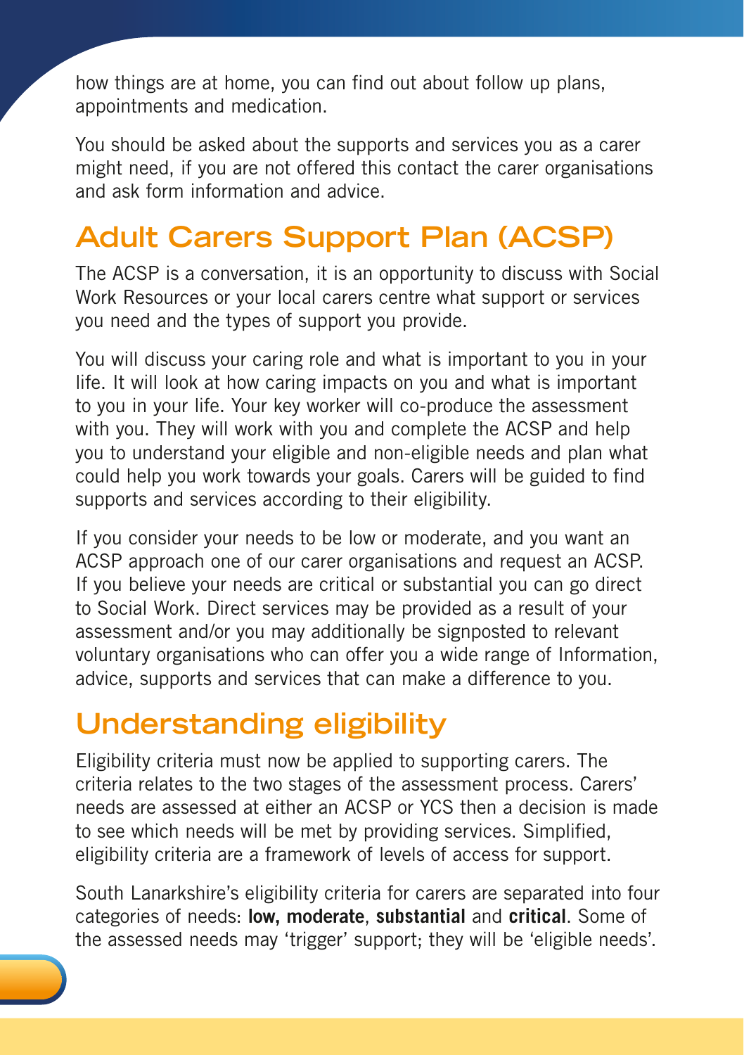how things are at home, you can find out about follow up plans, appointments and medication.

You should be asked about the supports and services you as a carer might need, if you are not offered this contact the carer organisations and ask form information and advice.

## Adult Carers Support Plan (ACSP)

The ACSP is a conversation, it is an opportunity to discuss with Social Work Resources or your local carers centre what support or services you need and the types of support you provide.

You will discuss your caring role and what is important to you in your life. It will look at how caring impacts on you and what is important to you in your life. Your key worker will co-produce the assessment with you. They will work with you and complete the ACSP and help you to understand your eligible and non-eligible needs and plan what could help you work towards your goals. Carers will be guided to find supports and services according to their eligibility.

If you consider your needs to be low or moderate, and you want an ACSP approach one of our carer organisations and request an ACSP. If you believe your needs are critical or substantial you can go direct to Social Work. Direct services may be provided as a result of your assessment and/or you may additionally be signposted to relevant voluntary organisations who can offer you a wide range of Information, advice, supports and services that can make a difference to you.

## Understanding eligibility

Eligibility criteria must now be applied to supporting carers. The criteria relates to the two stages of the assessment process. Carers' needs are assessed at either an ACSP or YCS then a decision is made to see which needs will be met by providing services. Simplified, eligibility criteria are a framework of levels of access for support.

South Lanarkshire's eligibility criteria for carers are separated into four categories of needs: **low, moderate**, **substantial** and **critical**. Some of the assessed needs may 'trigger' support; they will be 'eligible needs'.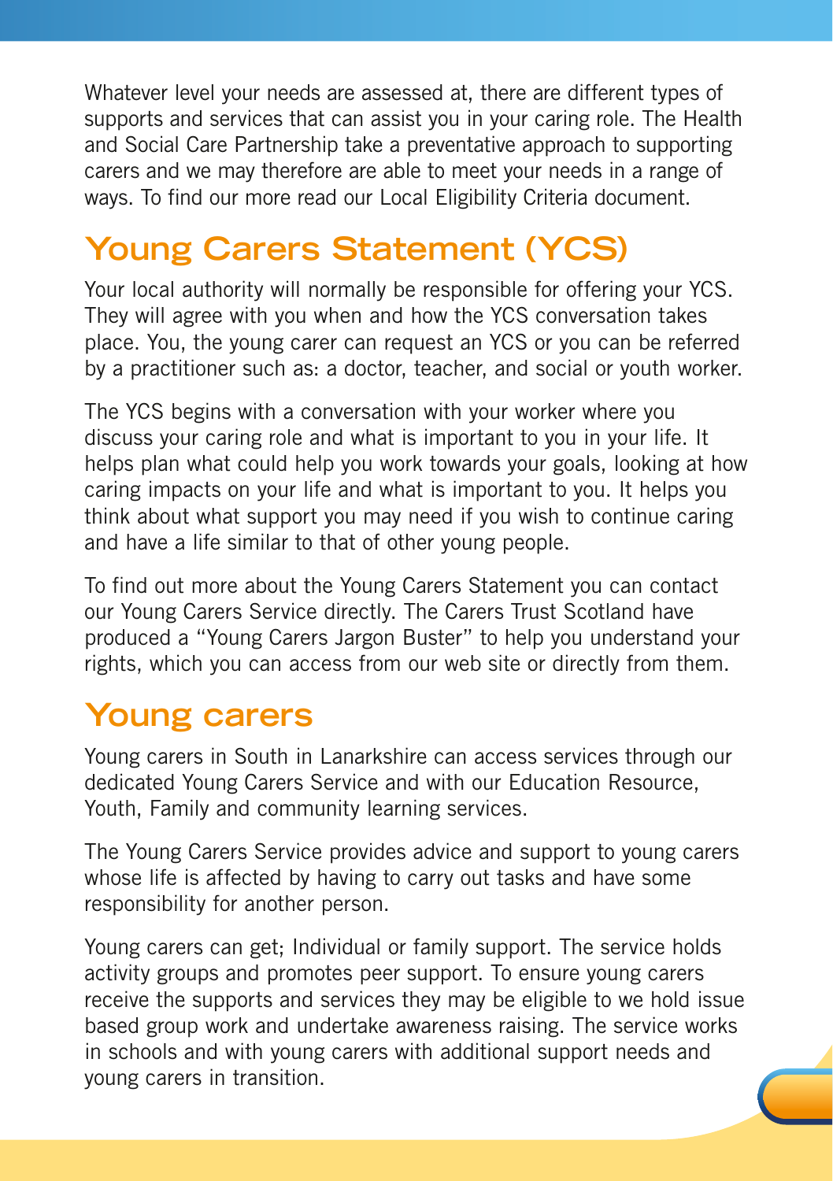Whatever level your needs are assessed at, there are different types of supports and services that can assist you in your caring role. The Health and Social Care Partnership take a preventative approach to supporting carers and we may therefore are able to meet your needs in a range of ways. To find our more read our Local Eligibility Criteria document.

## Young Carers Statement (YCS)

Your local authority will normally be responsible for offering your YCS. They will agree with you when and how the YCS conversation takes place. You, the young carer can request an YCS or you can be referred by a practitioner such as: a doctor, teacher, and social or youth worker.

The YCS begins with a conversation with your worker where you discuss your caring role and what is important to you in your life. It helps plan what could help you work towards your goals, looking at how caring impacts on your life and what is important to you. It helps you think about what support you may need if you wish to continue caring and have a life similar to that of other young people.

To find out more about the Young Carers Statement you can contact our Young Carers Service directly. The Carers Trust Scotland have produced a "Young Carers Jargon Buster" to help you understand your rights, which you can access from our web site or directly from them.

## Young carers

Young carers in South in Lanarkshire can access services through our dedicated Young Carers Service and with our Education Resource, Youth, Family and community learning services.

The Young Carers Service provides advice and support to young carers whose life is affected by having to carry out tasks and have some responsibility for another person.

Young carers can get; Individual or family support. The service holds activity groups and promotes peer support. To ensure young carers receive the supports and services they may be eligible to we hold issue based group work and undertake awareness raising. The service works in schools and with young carers with additional support needs and young carers in transition.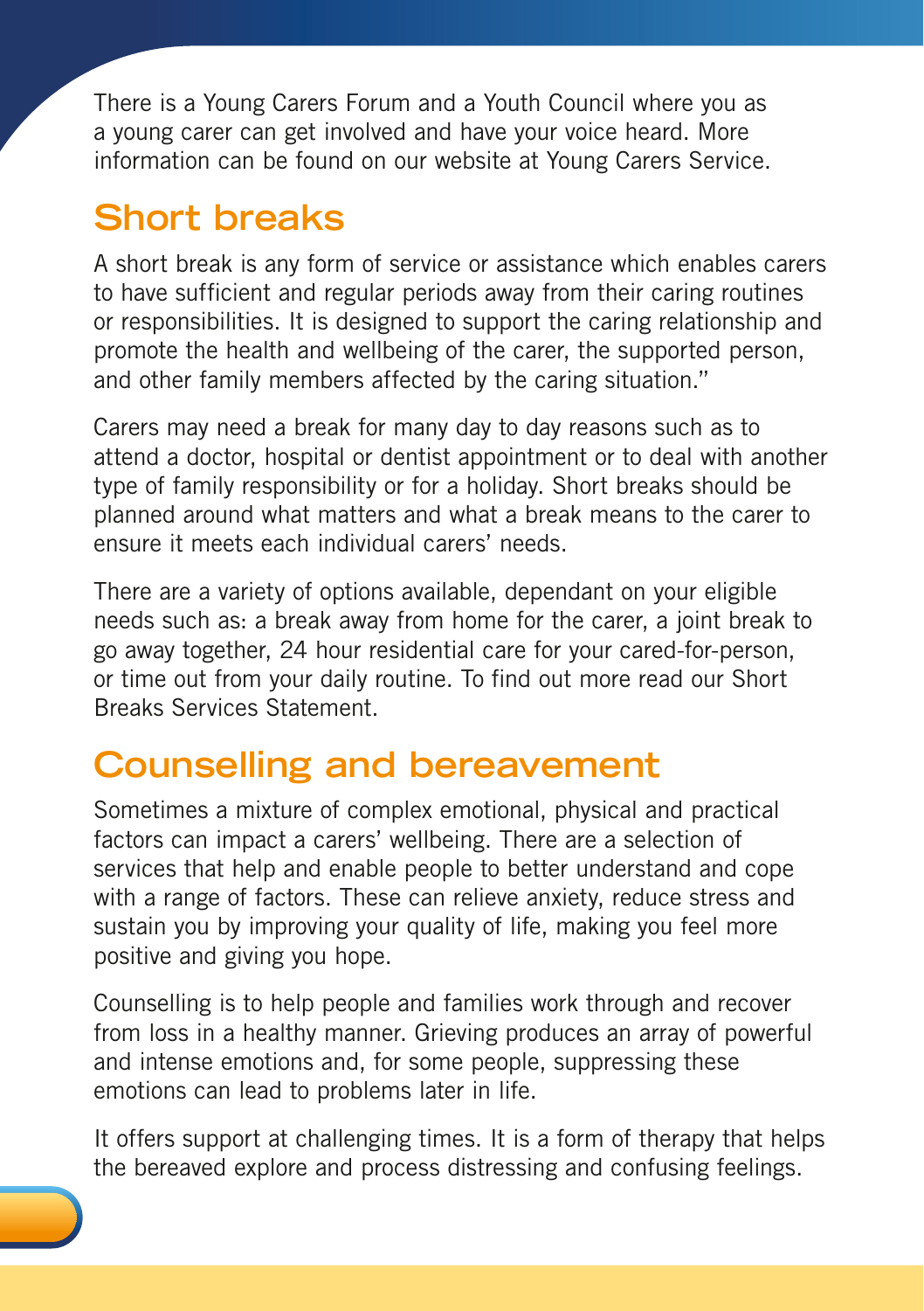There is a Young Carers Forum and a Youth Council where you as a young carer can get involved and have your voice heard. More information can be found on our website at Young Carers Service.

## Short breaks

A short break is any form of service or assistance which enables carers to have sufficient and regular periods away from their caring routines or responsibilities. It is designed to support the caring relationship and promote the health and wellbeing of the carer, the supported person, and other family members affected by the caring situation."

Carers may need a break for many day to day reasons such as to attend a doctor, hospital or dentist appointment or to deal with another type of family responsibility or for a holiday. Short breaks should be planned around what matters and what a break means to the carer to ensure it meets each individual carers' needs.

There are a variety of options available, dependant on your eligible needs such as: a break away from home for the carer, a joint break to go away together, 24 hour residential care for your cared-for-person, or time out from your daily routine. To find out more read our Short Breaks Services Statement.

## Counselling and bereavement

Sometimes a mixture of complex emotional, physical and practical factors can impact a carers' wellbeing. There are a selection of services that help and enable people to better understand and cope with a range of factors. These can relieve anxiety, reduce stress and sustain you by improving your quality of life, making you feel more positive and giving you hope.

Counselling is to help people and families work through and recover from loss in a healthy manner. Grieving produces an array of powerful and intense emotions and, for some people, suppressing these emotions can lead to problems later in life.

It offers support at challenging times. It is a form of therapy that helps the bereaved explore and process distressing and confusing feelings.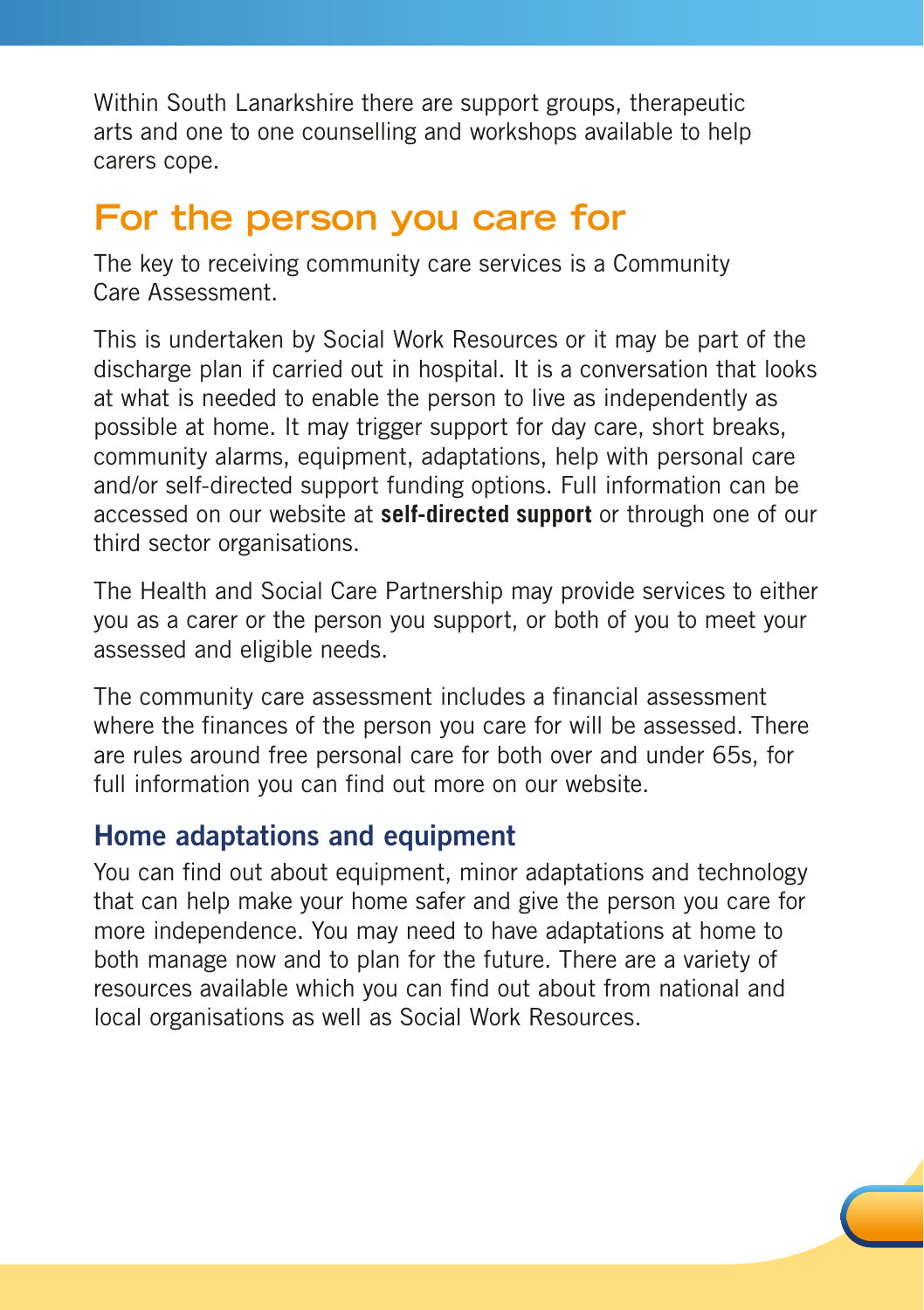Within South Lanarkshire there are support groups, therapeutic arts and one to one counselling and workshops available to help carers cope.

## For the person you care for

The key to receiving community care services is a Community Care Assessment.

This is undertaken by Social Work Resources or it may be part of the discharge plan if carried out in hospital. It is a conversation that looks at what is needed to enable the person to live as independently as possible at home. It may trigger support for day care, short breaks, community alarms, equipment, adaptations, help with personal care and/or self-directed support funding options. Full information can be accessed on our website at **self-directed support** or through one of our third sector organisations.

The Health and Social Care Partnership may provide services to either you as a carer or the person you support, or both of you to meet your assessed and eligible needs.

The community care assessment includes a financial assessment where the finances of the person you care for will be assessed. There are rules around free personal care for both over and under 65s, for full information you can find out more on our website.

### Home adaptations and equipment

You can find out about equipment, minor adaptations and technology that can help make your home safer and give the person you care for more independence. You may need to have adaptations at home to both manage now and to plan for the future. There are a variety of resources available which you can find out about from national and local organisations as well as Social Work Resources.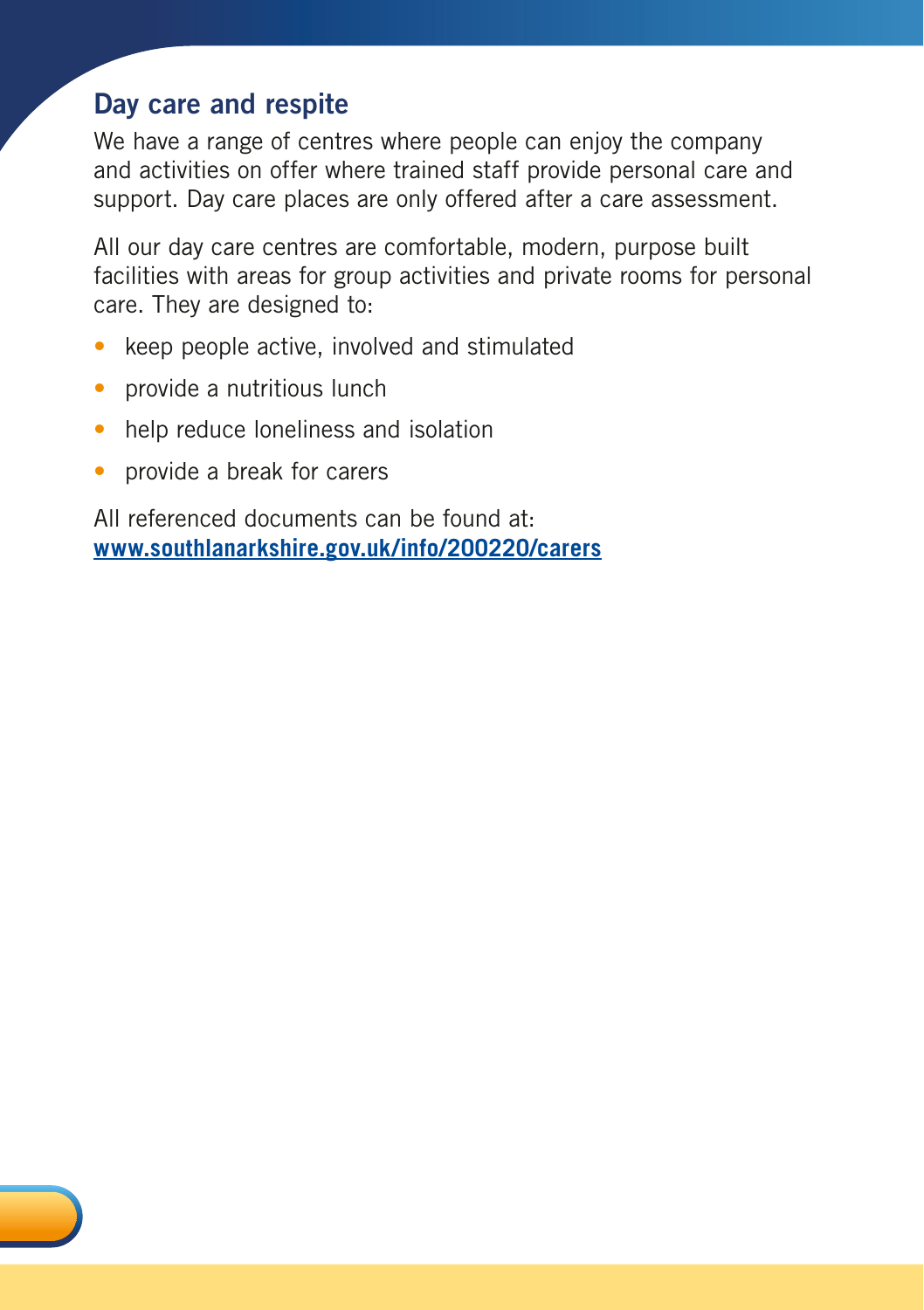## Day care and respite

We have a range of centres where people can enjoy the company and activities on offer where trained staff provide personal care and support. Day care places are only offered after a care assessment.

All our day care centres are comfortable, modern, purpose built facilities with areas for group activities and private rooms for personal care. They are designed to:

- keep people active, involved and stimulated
- provide a nutritious lunch
- help reduce loneliness and isolation
- provide a break for carers

All referenced documents can be found at:
**www.southlanarkshire.gov.uk/info/200220/carers**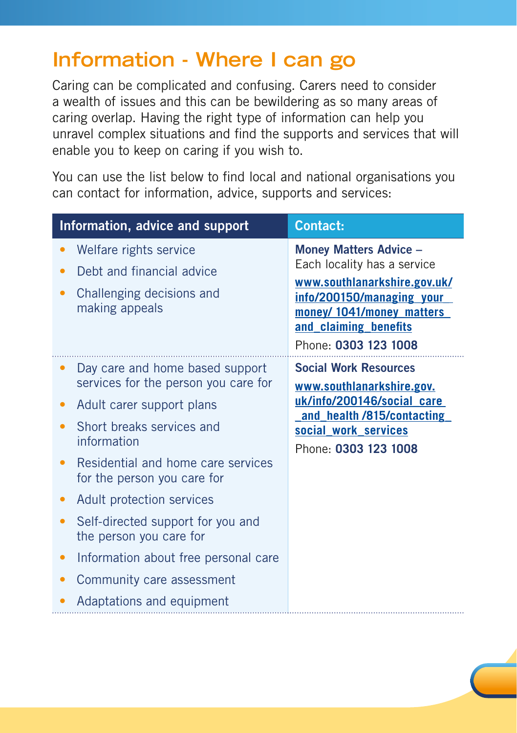# Information - Where I can go

Caring can be complicated and confusing. Carers need to consider a wealth of issues and this can be bewildering as so many areas of caring overlap. Having the right type of information can help you unravel complex situations and find the supports and services that will enable you to keep on caring if you wish to.

You can use the list below to find local and national organisations you can contact for information, advice, supports and services:

| Information, advice and support | Contact: |
|---|---|
| • Welfare rights service<br>• Debt and financial advice<br>• Challenging decisions and making appeals | **Money Matters Advice** – Each locality has a service<br>**www.southlanarkshire.gov.uk/info/200150/managing_your_money/1041/money_matters_and_claiming_benefits**<br>Phone: **0303 123 1008** |
| • Day care and home based support services for the person you care for<br>• Adult carer support plans<br>• Short breaks services and information<br>• Residential and home care services for the person you care for<br>• Adult protection services<br>• Self-directed support for you and the person you care for<br>• Information about free personal care<br>• Community care assessment<br>• Adaptations and equipment | **Social Work Resources**<br>**www.southlanarkshire.gov.uk/info/200146/social_care_and_health/815/contacting_social_work_services**<br>Phone: **0303 123 1008** |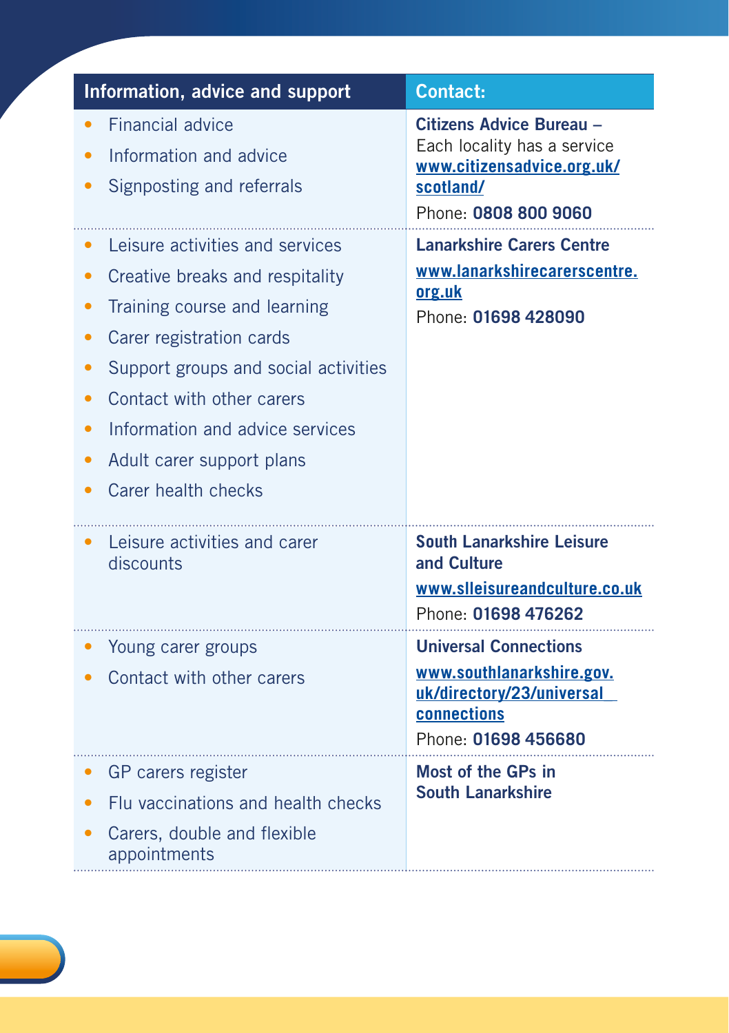| Information, advice and support | Contact: |
|---|---|
| • Financial advice<br>• Information and advice<br>• Signposting and referrals | **Citizens Advice Bureau –** Each locality has a service<br>**www.citizensadvice.org.uk/scotland/**<br>Phone: **0808 800 9060** |
| • Leisure activities and services<br>• Creative breaks and respitality<br>• Training course and learning<br>• Carer registration cards<br>• Support groups and social activities<br>• Contact with other carers<br>• Information and advice services<br>• Adult carer support plans<br>• Carer health checks | **Lanarkshire Carers Centre**<br>**www.lanarkshirecarerscentre.org.uk**<br>Phone: **01698 428090** |
| • Leisure activities and carer discounts | **South Lanarkshire Leisure and Culture**<br>**www.slleisureandculture.co.uk**<br>Phone: **01698 476262** |
| • Young carer groups<br>• Contact with other carers | **Universal Connections**<br>**www.southlanarkshire.gov.uk/directory/23/universal_connections**<br>Phone: **01698 456680** |
| • GP carers register<br>• Flu vaccinations and health checks<br>• Carers, double and flexible appointments | **Most of the GPs in South Lanarkshire** |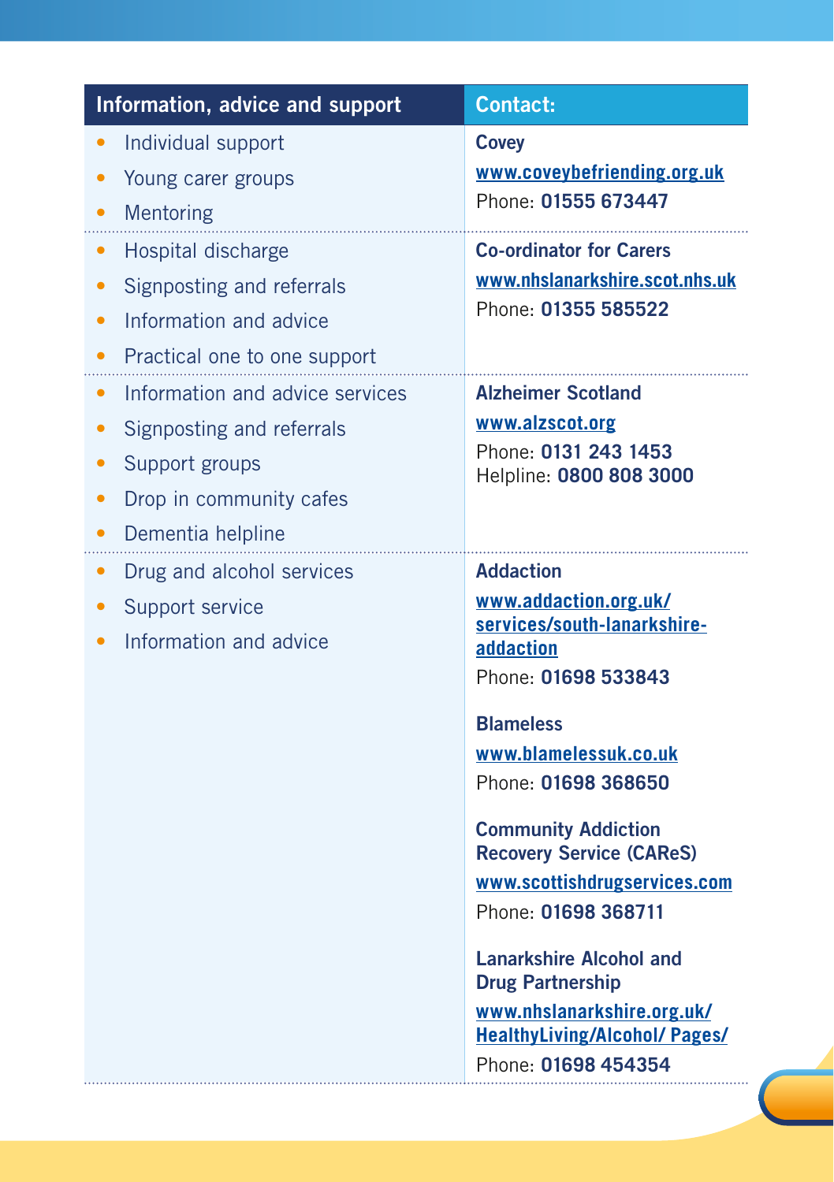| Information, advice and support | Contact: |
| --- | --- |
| • Individual support<br>• Young carer groups<br>• Mentoring | **Covey**<br>www.coveybefriending.org.uk<br>Phone: **01555 673447** |
| • Hospital discharge<br>• Signposting and referrals<br>• Information and advice<br>• Practical one to one support | **Co-ordinator for Carers**<br>www.nhslanarkshire.scot.nhs.uk<br>Phone: **01355 585522** |
| • Information and advice services<br>• Signposting and referrals<br>• Support groups<br>• Drop in community cafes<br>• Dementia helpline | **Alzheimer Scotland**<br>www.alzscot.org<br>Phone: **0131 243 1453**<br>Helpline: **0800 808 3000** |
| • Drug and alcohol services<br>• Support service<br>• Information and advice | **Addaction**<br>www.addaction.org.uk/services/south-lanarkshire-addaction<br>Phone: **01698 533843**<br><br>**Blameless**<br>www.blamelessuk.co.uk<br>Phone: **01698 368650**<br><br>**Community Addiction Recovery Service (CAReS)**<br>www.scottishdrugservices.com<br>Phone: **01698 368711**<br><br>**Lanarkshire Alcohol and Drug Partnership**<br>www.nhslanarkshire.org.uk/HealthyLiving/Alcohol/ Pages/<br>Phone: **01698 454354** |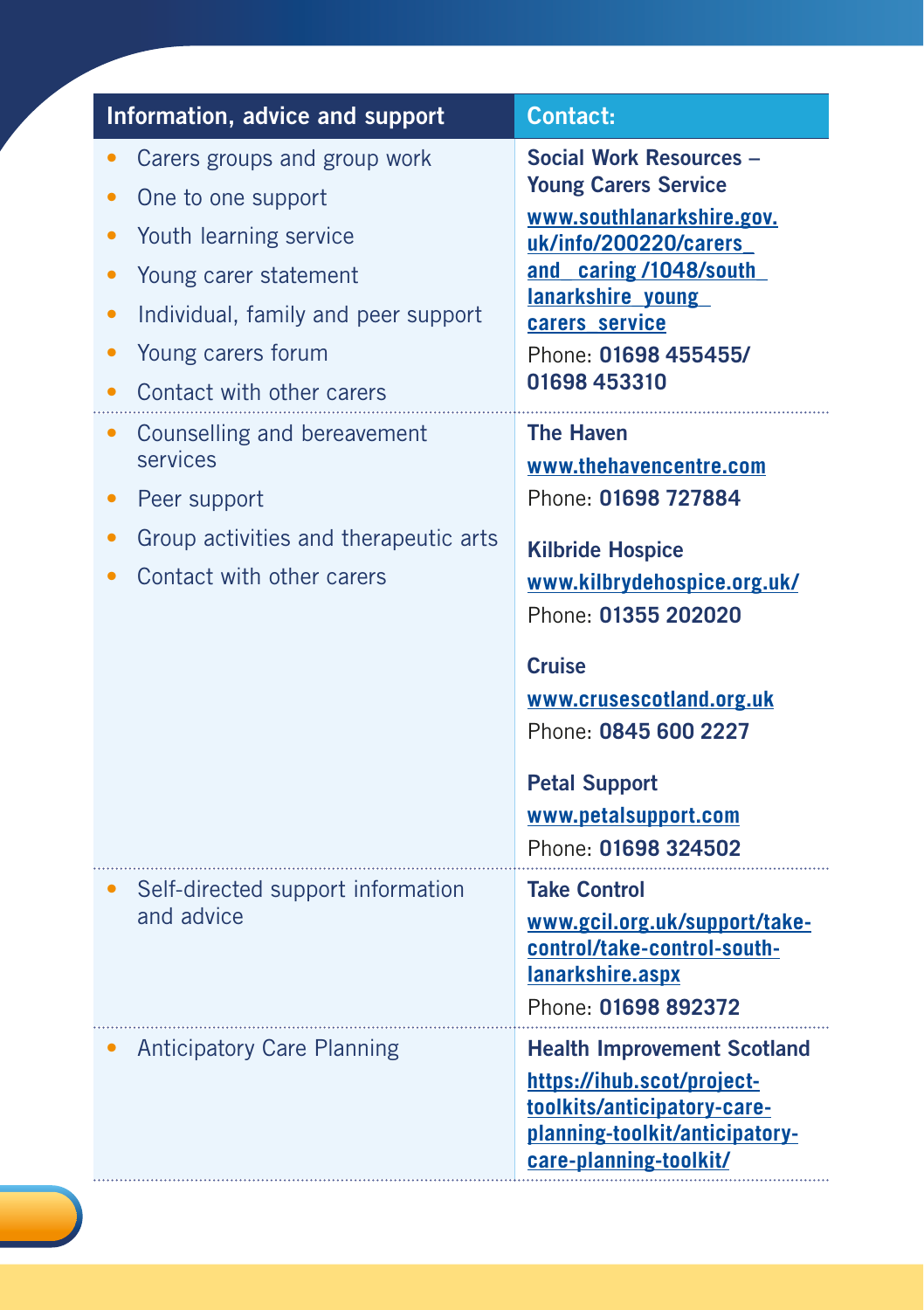| Information, advice and support | Contact: |
|---|---|
| • Carers groups and group work<br>• One to one support<br>• Youth learning service<br>• Young carer statement<br>• Individual, family and peer support<br>• Young carers forum<br>• Contact with other carers | **Social Work Resources – Young Carers Service**<br>www.southlanarkshire.gov.uk/info/200220/carers_and_caring/1048/south_lanarkshire_young_carers_service<br>Phone: **01698 455455/ 01698 453310** |
| • Counselling and bereavement services<br>• Peer support<br>• Group activities and therapeutic arts<br>• Contact with other carers | **The Haven**<br>www.thehavencentre.com<br>Phone: **01698 727884**<br><br>**Kilbride Hospice**<br>www.kilbrydehospice.org.uk/<br>Phone: **01355 202020**<br><br>**Cruise**<br>www.crusescotland.org.uk<br>Phone: **0845 600 2227**<br><br>**Petal Support**<br>www.petalsupport.com<br>Phone: **01698 324502** |
| • Self-directed support information and advice | **Take Control**<br>www.gcil.org.uk/support/take-control/take-control-south-lanarkshire.aspx<br>Phone: **01698 892372** |
| • Anticipatory Care Planning | **Health Improvement Scotland**<br>https://ihub.scot/project-toolkits/anticipatory-care-planning-toolkit/anticipatory-care-planning-toolkit/ |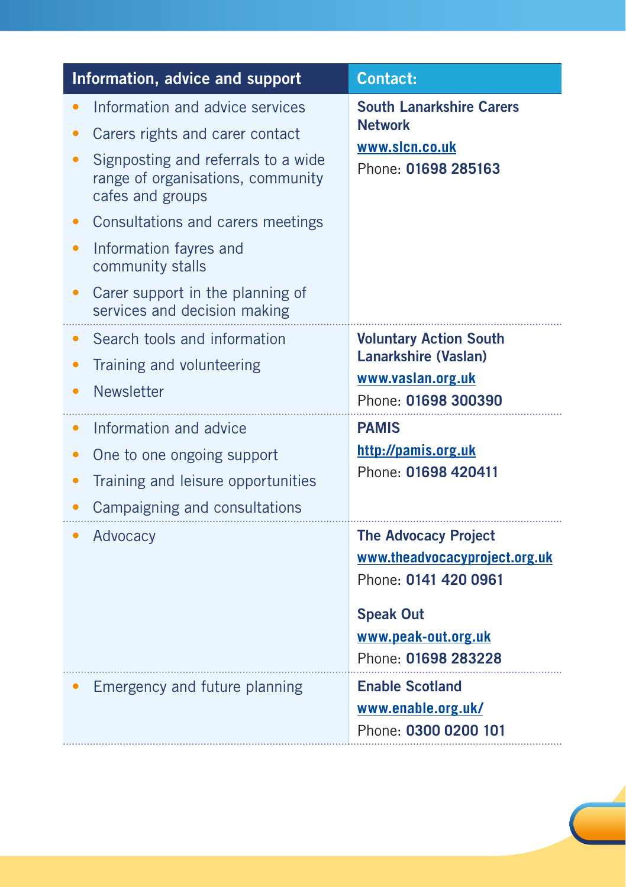| Information, advice and support | Contact: |
|---|---|
| • Information and advice services<br>• Carers rights and carer contact<br>• Signposting and referrals to a wide range of organisations, community cafes and groups<br>• Consultations and carers meetings<br>• Information fayres and community stalls<br>• Carer support in the planning of services and decision making | **South Lanarkshire Carers Network**<br>www.slcn.co.uk<br>Phone: **01698 285163** |
| • Search tools and information<br>• Training and volunteering<br>• Newsletter | **Voluntary Action South Lanarkshire (Vaslan)**<br>www.vaslan.org.uk<br>Phone: **01698 300390** |
| • Information and advice<br>• One to one ongoing support<br>• Training and leisure opportunities<br>• Campaigning and consultations | **PAMIS**<br>http://pamis.org.uk<br>Phone: **01698 420411** |
| • Advocacy | **The Advocacy Project**<br>www.theadvocacyproject.org.uk<br>Phone: **0141 420 0961**<br><br>**Speak Out**<br>www.peak-out.org.uk<br>Phone: **01698 283228** |
| • Emergency and future planning | **Enable Scotland**<br>www.enable.org.uk/<br>Phone: **0300 0200 101** |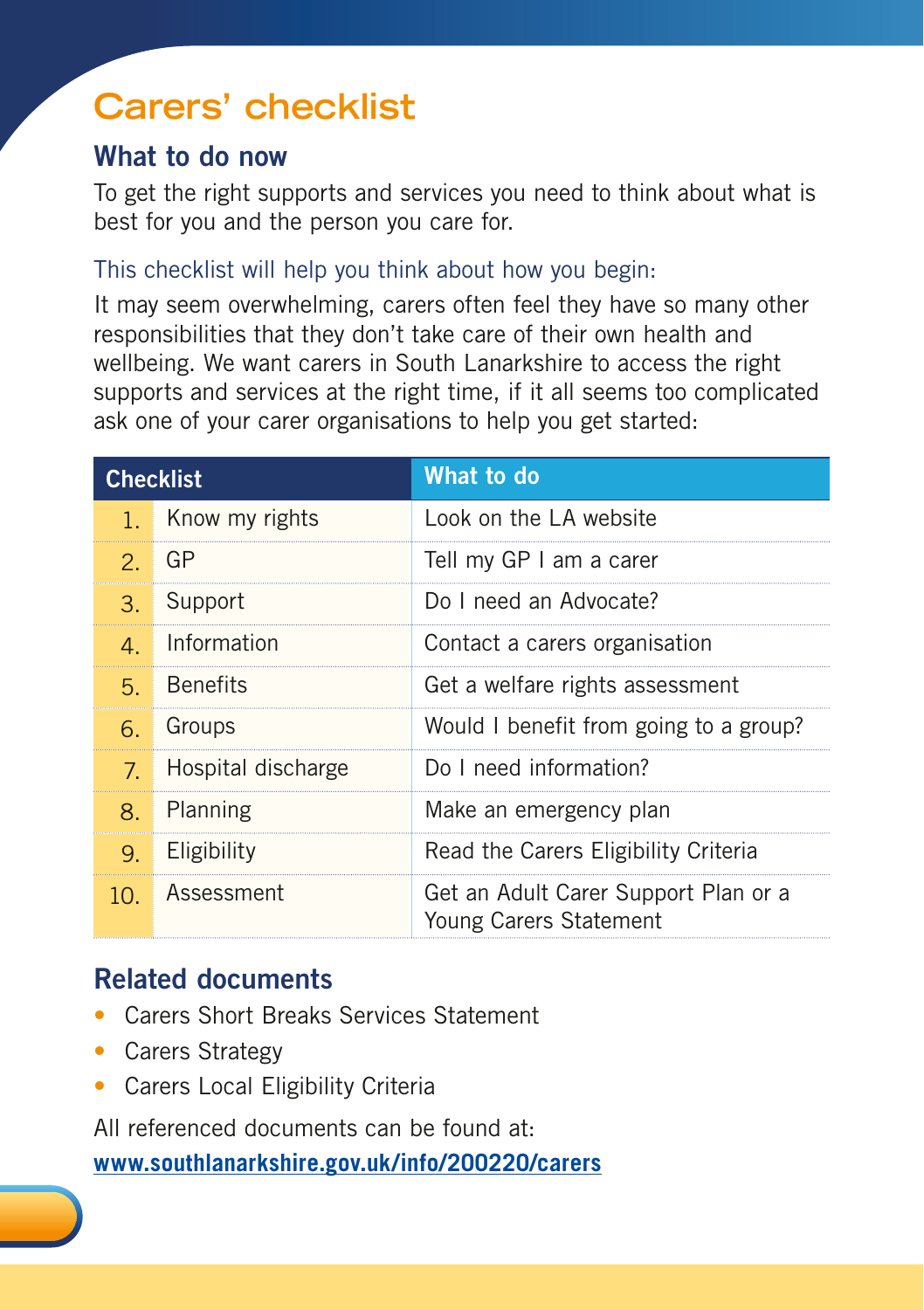# Carers' checklist

## What to do now

To get the right supports and services you need to think about what is best for you and the person you care for.

This checklist will help you think about how you begin:

It may seem overwhelming, carers often feel they have so many other responsibilities that they don't take care of their own health and wellbeing. We want carers in South Lanarkshire to access the right supports and services at the right time, if it all seems too complicated ask one of your carer organisations to help you get started:

| Checklist | | What to do |
|---|---|---|
| 1. | Know my rights | Look on the LA website |
| 2. | GP | Tell my GP I am a carer |
| 3. | Support | Do I need an Advocate? |
| 4. | Information | Contact a carers organisation |
| 5. | Benefits | Get a welfare rights assessment |
| 6. | Groups | Would I benefit from going to a group? |
| 7. | Hospital discharge | Do I need information? |
| 8. | Planning | Make an emergency plan |
| 9. | Eligibility | Read the Carers Eligibility Criteria |
| 10. | Assessment | Get an Adult Carer Support Plan or a Young Carers Statement |

## Related documents

- Carers Short Breaks Services Statement
- Carers Strategy
- Carers Local Eligibility Criteria

All referenced documents can be found at:

**www.southlanarkshire.gov.uk/info/200220/carers**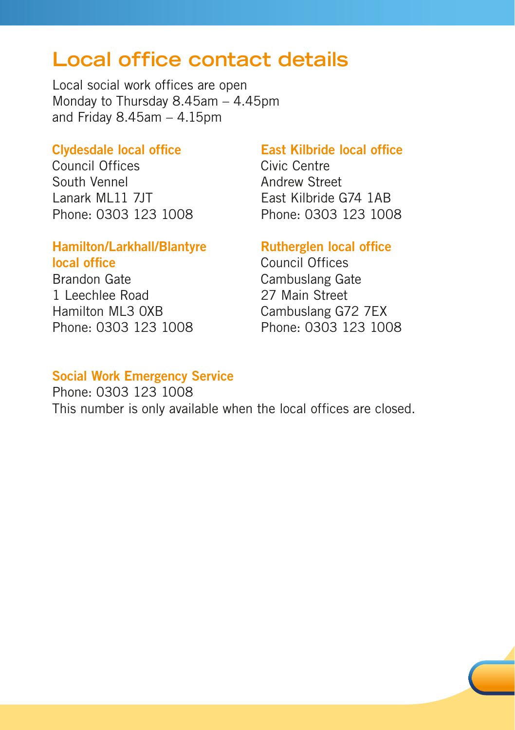# Local office contact details

Local social work offices are open
Monday to Thursday 8.45am – 4.45pm
and Friday 8.45am – 4.15pm

### Clydesdale local office

Council Offices
South Vennel
Lanark ML11 7JT
Phone: 0303 123 1008

### Hamilton/Larkhall/Blantyre local office

Brandon Gate
1 Leechlee Road
Hamilton ML3 0XB
Phone: 0303 123 1008

### East Kilbride local office

Civic Centre
Andrew Street
East Kilbride G74 1AB
Phone: 0303 123 1008

### Rutherglen local office

Council Offices
Cambuslang Gate
27 Main Street
Cambuslang G72 7EX
Phone: 0303 123 1008

### Social Work Emergency Service

Phone: 0303 123 1008
This number is only available when the local offices are closed.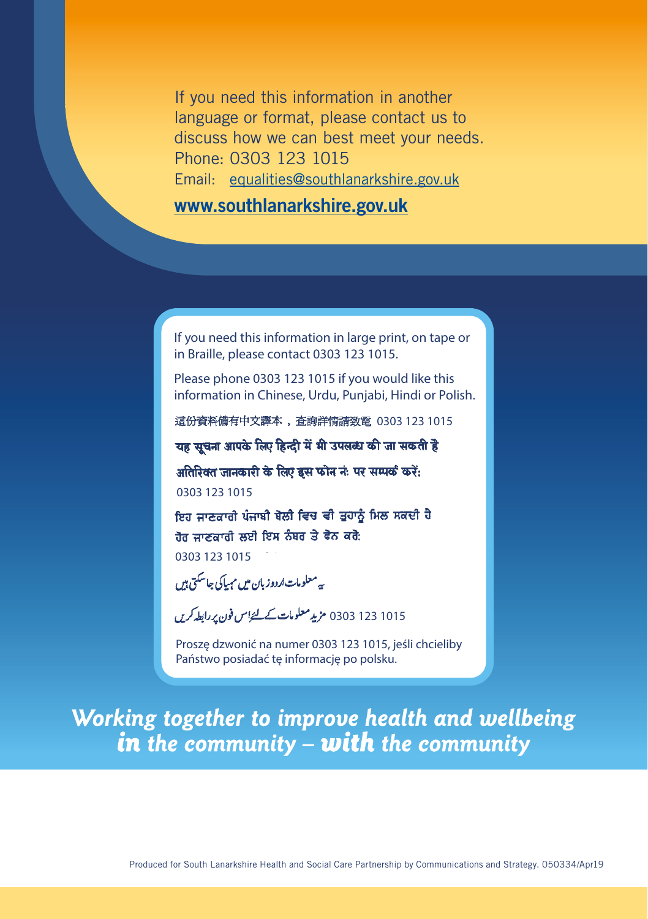If you need this information in another language or format, please contact us to discuss how we can best meet your needs.
Phone: 0303 123 1015
Email: equalities@southlanarkshire.gov.uk

**www.southlanarkshire.gov.uk**

If you need this information in large print, on tape or in Braille, please contact 0303 123 1015.

Please phone 0303 123 1015 if you would like this information in Chinese, Urdu, Punjabi, Hindi or Polish.

這份資料備有中文譯本，查詢詳情請致電 0303 123 1015

यह सूचना आपके लिए हिन्दी में भी उपलब्ध की जा सकती है

अतिरिक्त जानकारी के लिए इस फोन नंः पर सम्पर्क करें:
0303 123 1015

ਇਹ ਜਾਣਕਾਰੀ ਪੰਜਾਬੀ ਬੋਲੀ ਵਿਚ ਵੀ ਤੁਹਾਨੂੰ ਮਿਲ ਸਕਦੀ ਹੈ
ਹੋਰ ਜਾਣਕਾਰੀ ਲਈ ਇਸ ਨੰਬਰ ਤੇ ਫੋਨ ਕਰੋ:
0303 123 1015

یہ معلومات اردو زبان میں مہیا کی جاسکتی ہیں

0303 123 1015 مزید معلومات کے لئے اِس فون پر رابطہ کریں

Proszę dzwonić na numer 0303 123 1015, jeśli chcieliby Państwo posiadać tę informację po polsku.

*Working together to improve health and wellbeing* ***in*** *the community –* ***with*** *the community*

Produced for South Lanarkshire Health and Social Care Partnership by Communications and Strategy. 050334/Apr19